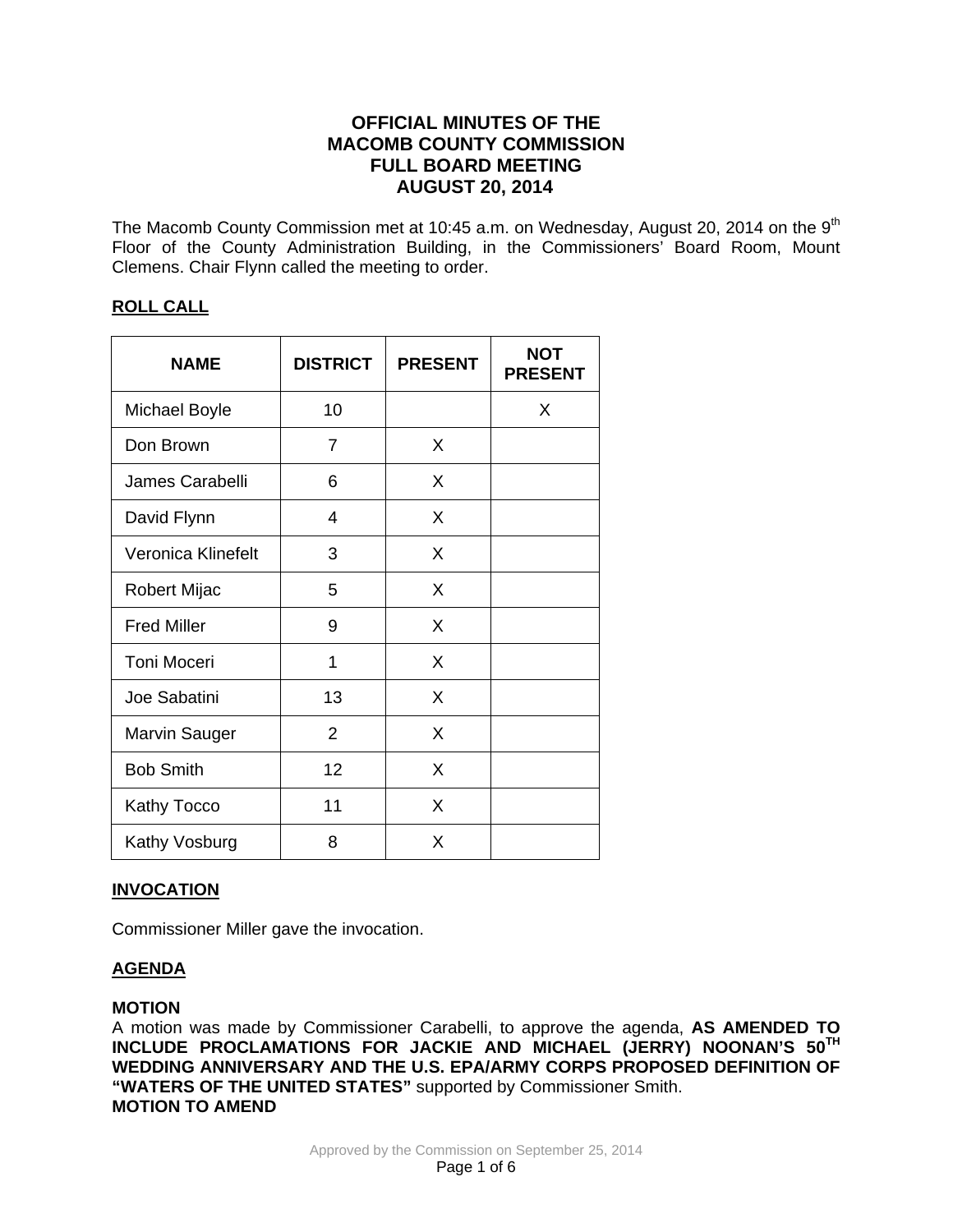# OFFICIAL MINUTES OF THE MACOMB COUNTY COMMISSION FULL BOARD MEETING AUGUST 20, 2014

The Macomb County Commission met at 10:45 a.m. on Wednesday, August 20, 2014 on the 9th Floor of the County Administration Building, in the Commissioners' Board Room, Mount Clemens. Chair Flynn called the meeting to order.

## ROLL CALL

| NAME | DISTRICT | PRESENT | NOT PRESENT |
|---|---|---|---|
| Michael Boyle | 10 | | X |
| Don Brown | 7 | X | |
| James Carabelli | 6 | X | |
| David Flynn | 4 | X | |
| Veronica Klinefelt | 3 | X | |
| Robert Mijac | 5 | X | |
| Fred Miller | 9 | X | |
| Toni Moceri | 1 | X | |
| Joe Sabatini | 13 | X | |
| Marvin Sauger | 2 | X | |
| Bob Smith | 12 | X | |
| Kathy Tocco | 11 | X | |
| Kathy Vosburg | 8 | X | |

## INVOCATION

Commissioner Miller gave the invocation.

## AGENDA

**MOTION**
A motion was made by Commissioner Carabelli, to approve the agenda, **AS AMENDED TO INCLUDE PROCLAMATIONS FOR JACKIE AND MICHAEL (JERRY) NOONAN'S 50TH WEDDING ANNIVERSARY AND THE U.S. EPA/ARMY CORPS PROPOSED DEFINITION OF "WATERS OF THE UNITED STATES"** supported by Commissioner Smith.
**MOTION TO AMEND**

Approved by the Commission on September 25, 2014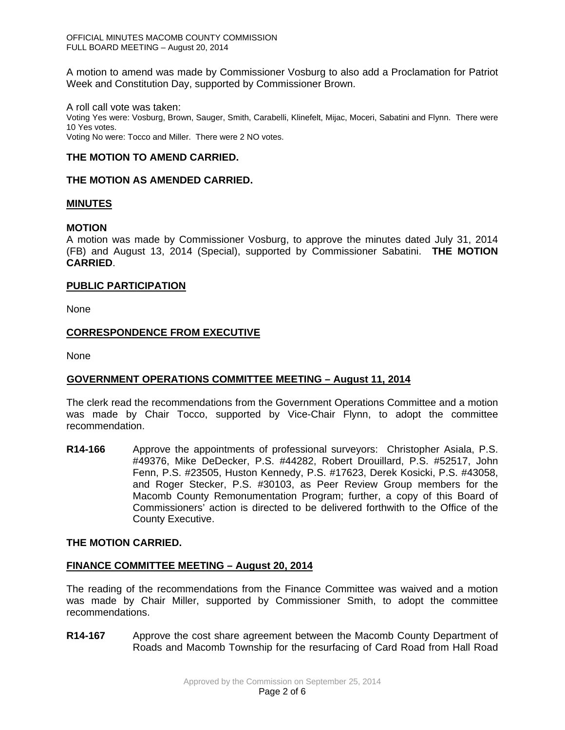A motion to amend was made by Commissioner Vosburg to also add a Proclamation for Patriot Week and Constitution Day, supported by Commissioner Brown.

A roll call vote was taken:
Voting Yes were: Vosburg, Brown, Sauger, Smith, Carabelli, Klinefelt, Mijac, Moceri, Sabatini and Flynn. There were 10 Yes votes.
Voting No were: Tocco and Miller. There were 2 NO votes.

**THE MOTION TO AMEND CARRIED.**

**THE MOTION AS AMENDED CARRIED.**

## MINUTES

**MOTION**
A motion was made by Commissioner Vosburg, to approve the minutes dated July 31, 2014 (FB) and August 13, 2014 (Special), supported by Commissioner Sabatini. **THE MOTION CARRIED**.

## PUBLIC PARTICIPATION

None

## CORRESPONDENCE FROM EXECUTIVE

None

## GOVERNMENT OPERATIONS COMMITTEE MEETING – August 11, 2014

The clerk read the recommendations from the Government Operations Committee and a motion was made by Chair Tocco, supported by Vice-Chair Flynn, to adopt the committee recommendation.

**R14-166** Approve the appointments of professional surveyors: Christopher Asiala, P.S. #49376, Mike DeDecker, P.S. #44282, Robert Drouillard, P.S. #52517, John Fenn, P.S. #23505, Huston Kennedy, P.S. #17623, Derek Kosicki, P.S. #43058, and Roger Stecker, P.S. #30103, as Peer Review Group members for the Macomb County Remonumentation Program; further, a copy of this Board of Commissioners' action is directed to be delivered forthwith to the Office of the County Executive.

**THE MOTION CARRIED.**

## FINANCE COMMITTEE MEETING – August 20, 2014

The reading of the recommendations from the Finance Committee was waived and a motion was made by Chair Miller, supported by Commissioner Smith, to adopt the committee recommendations.

**R14-167** Approve the cost share agreement between the Macomb County Department of Roads and Macomb Township for the resurfacing of Card Road from Hall Road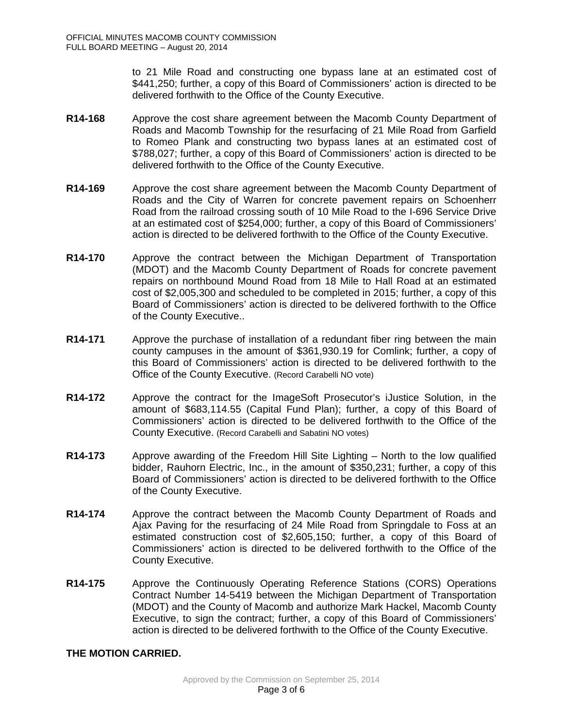to 21 Mile Road and constructing one bypass lane at an estimated cost of $441,250; further, a copy of this Board of Commissioners' action is directed to be delivered forthwith to the Office of the County Executive.

**R14-168** Approve the cost share agreement between the Macomb County Department of Roads and Macomb Township for the resurfacing of 21 Mile Road from Garfield to Romeo Plank and constructing two bypass lanes at an estimated cost of $788,027; further, a copy of this Board of Commissioners' action is directed to be delivered forthwith to the Office of the County Executive.

**R14-169** Approve the cost share agreement between the Macomb County Department of Roads and the City of Warren for concrete pavement repairs on Schoenherr Road from the railroad crossing south of 10 Mile Road to the I-696 Service Drive at an estimated cost of $254,000; further, a copy of this Board of Commissioners' action is directed to be delivered forthwith to the Office of the County Executive.

**R14-170** Approve the contract between the Michigan Department of Transportation (MDOT) and the Macomb County Department of Roads for concrete pavement repairs on northbound Mound Road from 18 Mile to Hall Road at an estimated cost of $2,005,300 and scheduled to be completed in 2015; further, a copy of this Board of Commissioners' action is directed to be delivered forthwith to the Office of the County Executive..

**R14-171** Approve the purchase of installation of a redundant fiber ring between the main county campuses in the amount of $361,930.19 for Comlink; further, a copy of this Board of Commissioners' action is directed to be delivered forthwith to the Office of the County Executive. (Record Carabelli NO vote)

**R14-172** Approve the contract for the ImageSoft Prosecutor's iJustice Solution, in the amount of $683,114.55 (Capital Fund Plan); further, a copy of this Board of Commissioners' action is directed to be delivered forthwith to the Office of the County Executive. (Record Carabelli and Sabatini NO votes)

**R14-173** Approve awarding of the Freedom Hill Site Lighting – North to the low qualified bidder, Rauhorn Electric, Inc., in the amount of $350,231; further, a copy of this Board of Commissioners' action is directed to be delivered forthwith to the Office of the County Executive.

**R14-174** Approve the contract between the Macomb County Department of Roads and Ajax Paving for the resurfacing of 24 Mile Road from Springdale to Foss at an estimated construction cost of $2,605,150; further, a copy of this Board of Commissioners' action is directed to be delivered forthwith to the Office of the County Executive.

**R14-175** Approve the Continuously Operating Reference Stations (CORS) Operations Contract Number 14-5419 between the Michigan Department of Transportation (MDOT) and the County of Macomb and authorize Mark Hackel, Macomb County Executive, to sign the contract; further, a copy of this Board of Commissioners' action is directed to be delivered forthwith to the Office of the County Executive.

**THE MOTION CARRIED.**

Approved by the Commission on September 25, 2014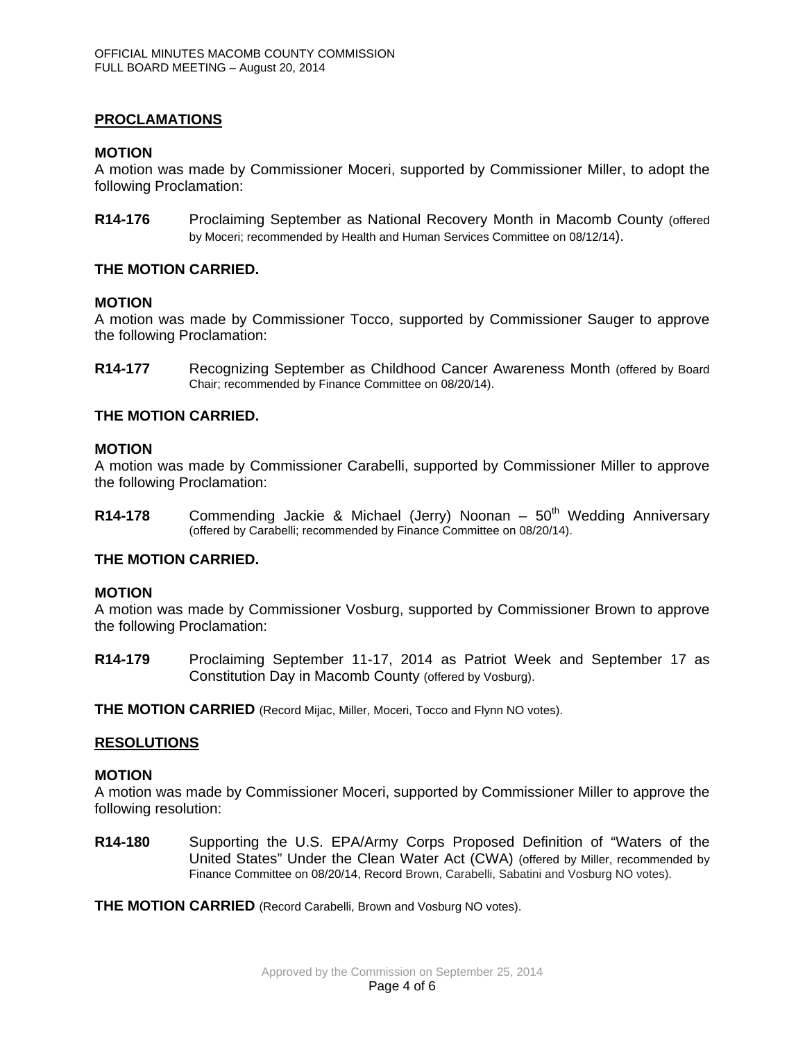## PROCLAMATIONS

**MOTION**
A motion was made by Commissioner Moceri, supported by Commissioner Miller, to adopt the following Proclamation:

**R14-176** Proclaiming September as National Recovery Month in Macomb County (offered by Moceri; recommended by Health and Human Services Committee on 08/12/14).

**THE MOTION CARRIED.**

**MOTION**
A motion was made by Commissioner Tocco, supported by Commissioner Sauger to approve the following Proclamation:

**R14-177** Recognizing September as Childhood Cancer Awareness Month (offered by Board Chair; recommended by Finance Committee on 08/20/14).

**THE MOTION CARRIED.**

**MOTION**
A motion was made by Commissioner Carabelli, supported by Commissioner Miller to approve the following Proclamation:

**R14-178** Commending Jackie & Michael (Jerry) Noonan – 50th Wedding Anniversary (offered by Carabelli; recommended by Finance Committee on 08/20/14).

**THE MOTION CARRIED.**

**MOTION**
A motion was made by Commissioner Vosburg, supported by Commissioner Brown to approve the following Proclamation:

**R14-179** Proclaiming September 11-17, 2014 as Patriot Week and September 17 as Constitution Day in Macomb County (offered by Vosburg).

**THE MOTION CARRIED** (Record Mijac, Miller, Moceri, Tocco and Flynn NO votes).

## RESOLUTIONS

**MOTION**
A motion was made by Commissioner Moceri, supported by Commissioner Miller to approve the following resolution:

**R14-180** Supporting the U.S. EPA/Army Corps Proposed Definition of "Waters of the United States" Under the Clean Water Act (CWA) (offered by Miller, recommended by Finance Committee on 08/20/14, Record Brown, Carabelli, Sabatini and Vosburg NO votes).

**THE MOTION CARRIED** (Record Carabelli, Brown and Vosburg NO votes).

Approved by the Commission on September 25, 2014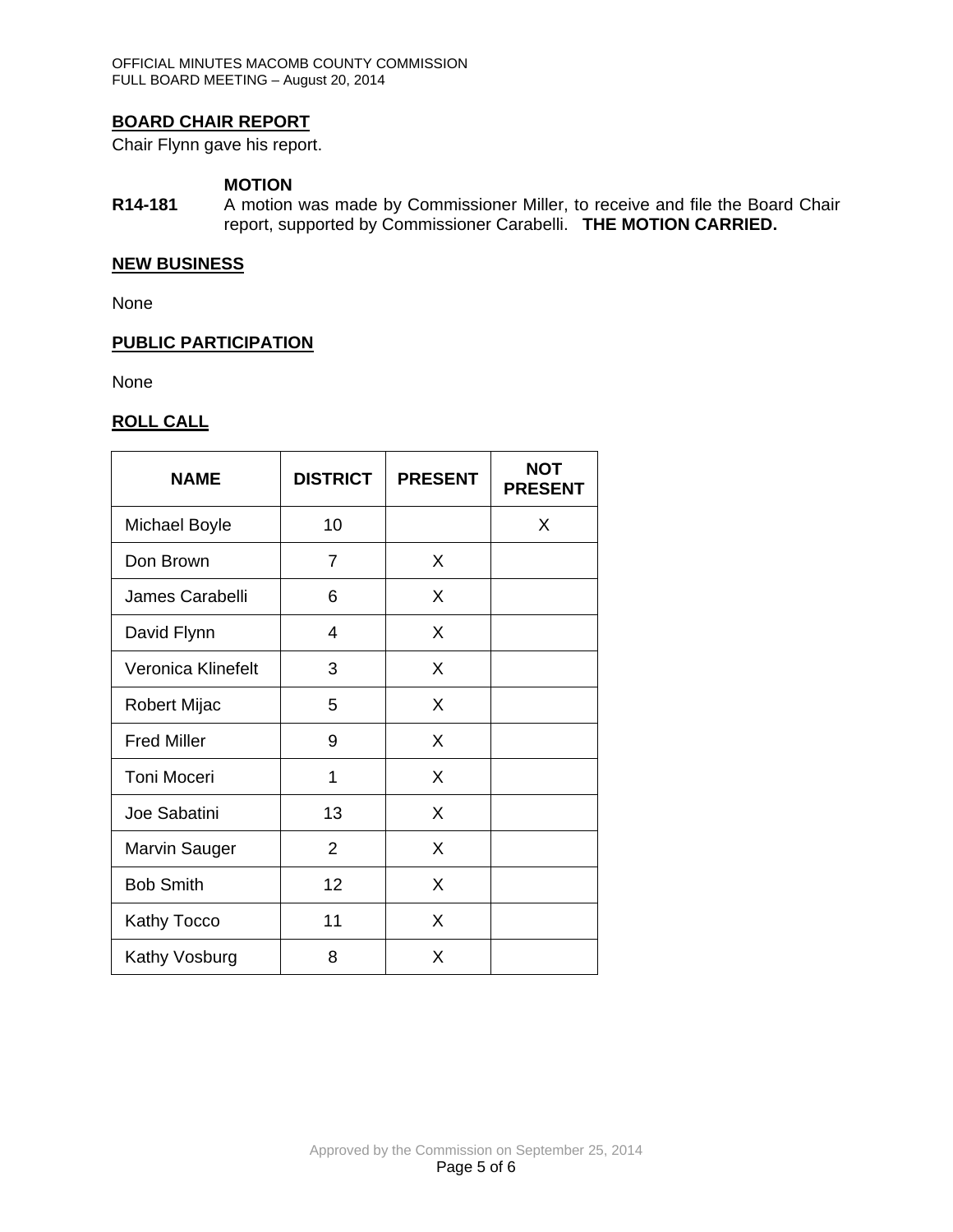## BOARD CHAIR REPORT

Chair Flynn gave his report.

**MOTION**

**R14-181** A motion was made by Commissioner Miller, to receive and file the Board Chair report, supported by Commissioner Carabelli. **THE MOTION CARRIED.**

## NEW BUSINESS

None

## PUBLIC PARTICIPATION

None

## ROLL CALL

| NAME | DISTRICT | PRESENT | NOT PRESENT |
|---|---|---|---|
| Michael Boyle | 10 | | X |
| Don Brown | 7 | X | |
| James Carabelli | 6 | X | |
| David Flynn | 4 | X | |
| Veronica Klinefelt | 3 | X | |
| Robert Mijac | 5 | X | |
| Fred Miller | 9 | X | |
| Toni Moceri | 1 | X | |
| Joe Sabatini | 13 | X | |
| Marvin Sauger | 2 | X | |
| Bob Smith | 12 | X | |
| Kathy Tocco | 11 | X | |
| Kathy Vosburg | 8 | X | |

Approved by the Commission on September 25, 2014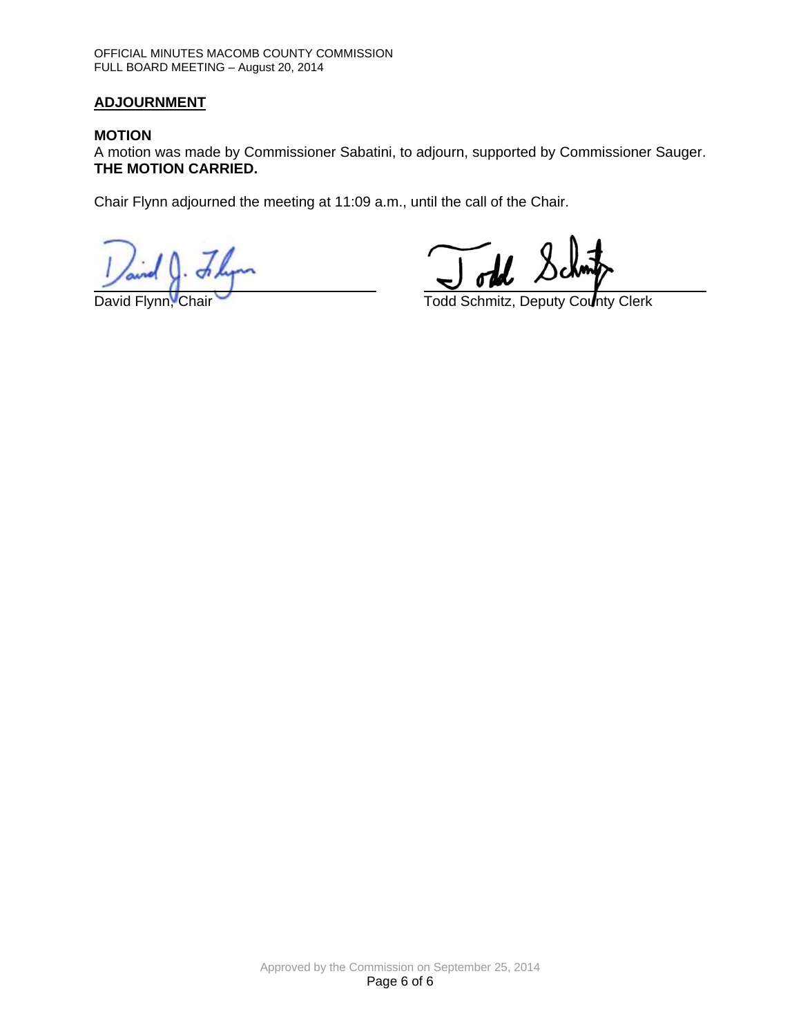## ADJOURNMENT

**MOTION**

A motion was made by Commissioner Sabatini, to adjourn, supported by Commissioner Sauger.
**THE MOTION CARRIED.**

Chair Flynn adjourned the meeting at 11:09 a.m., until the call of the Chair.

David Flynn, Chair

Todd Schmitz, Deputy County Clerk

Approved by the Commission on September 25, 2014